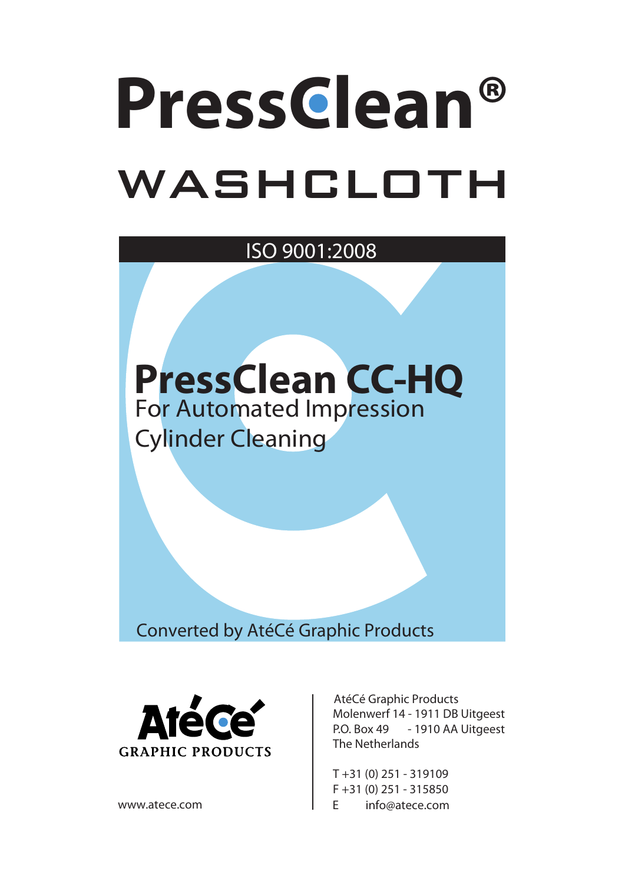# PressClean®

## WASHCLOTH

ISO 9001:2008

## PressClean CC-HQ

For Automated Impression Cylinder Cleaning

Converted by AtéCé Graphic Products

AtéCé GRAPHIC PRODUCTS

www.atece.com

AtéCé Graphic Products
Molenwerf 14 - 1911 DB Uitgeest
P.O. Box 49 - 1910 AA Uitgeest
The Netherlands

T +31 (0) 251 - 319109
F +31 (0) 251 - 315850
E info@atece.com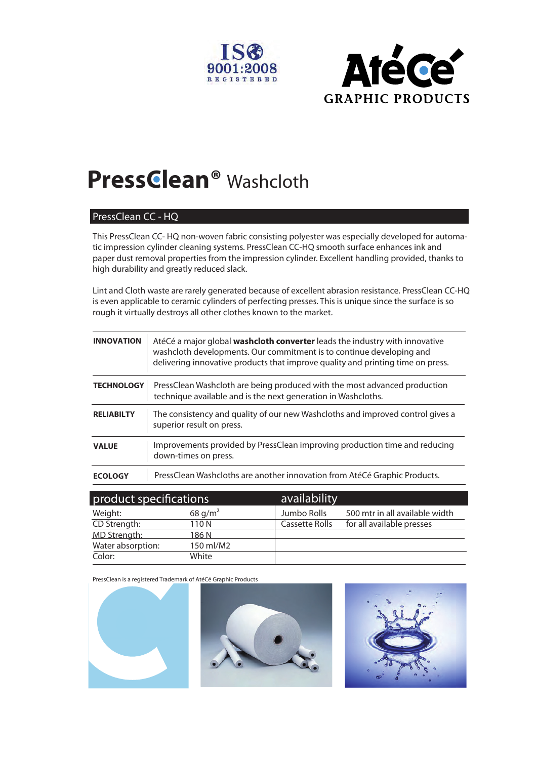ISO 9001:2008 REGISTERED

AtéCé GRAPHIC PRODUCTS

# PressClean® Washcloth

## PressClean CC - HQ

This PressClean CC- HQ non-woven fabric consisting polyester was especially developed for automatic impression cylinder cleaning systems. PressClean CC-HQ smooth surface enhances ink and paper dust removal properties from the impression cylinder. Excellent handling provided, thanks to high durability and greatly reduced slack.

Lint and Cloth waste are rarely generated because of excellent abrasion resistance. PressClean CC-HQ is even applicable to ceramic cylinders of perfecting presses. This is unique since the surface is so rough it virtually destroys all other clothes known to the market.

| | |
|---|---|
| **INNOVATION** | AtéCé a major global **washcloth converter** leads the industry with innovative washcloth developments. Our commitment is to continue developing and delivering innovative products that improve quality and printing time on press. |
| **TECHNOLOGY** | PressClean Washcloth are being produced with the most advanced production technique available and is the next generation in Washcloths. |
| **RELIABILTY** | The consistency and quality of our new Washcloths and improved control gives a superior result on press. |
| **VALUE** | Improvements provided by PressClean improving production time and reducing down-times on press. |
| **ECOLOGY** | PressClean Washcloths are another innovation from AtéCé Graphic Products. |

| product specifications | | availability | |
|---|---|---|---|
| Weight: | 68 g/m² | Jumbo Rolls | 500 mtr in all available width |
| CD Strength: | 110 N | Cassette Rolls | for all available presses |
| MD Strength: | 186 N | | |
| Water absorption: | 150 ml/M2 | | |
| Color: | White | | |

PressClean is a registered Trademark of AtéCé Graphic Products